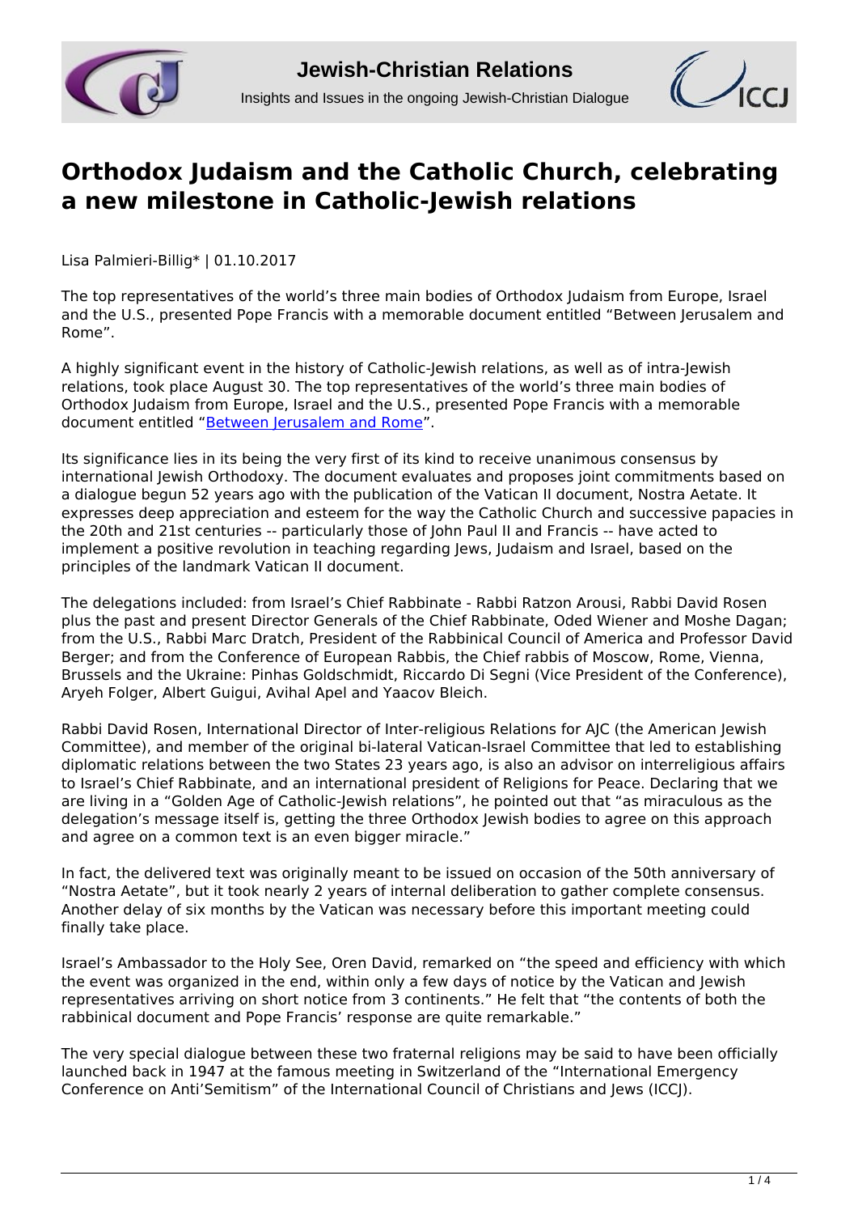# Orthodox Judaism and the Catholic Church, celebrating a new milestone in Catholic-Jewish relations

Lisa Palmieri-Billig* | 01.10.2017

The top representatives of the world's three main bodies of Orthodox Judaism from Europe, Israel and the U.S., presented Pope Francis with a memorable document entitled "Between Jerusalem and Rome".

A highly significant event in the history of Catholic-Jewish relations, as well as of intra-Jewish relations, took place August 30. The top representatives of the world's three main bodies of Orthodox Judaism from Europe, Israel and the U.S., presented Pope Francis with a memorable document entitled "Between Jerusalem and Rome".

Its significance lies in its being the very first of its kind to receive unanimous consensus by international Jewish Orthodoxy. The document evaluates and proposes joint commitments based on a dialogue begun 52 years ago with the publication of the Vatican II document, Nostra Aetate. It expresses deep appreciation and esteem for the way the Catholic Church and successive papacies in the 20th and 21st centuries -- particularly those of John Paul II and Francis -- have acted to implement a positive revolution in teaching regarding Jews, Judaism and Israel, based on the principles of the landmark Vatican II document.

The delegations included: from Israel's Chief Rabbinate - Rabbi Ratzon Arousi, Rabbi David Rosen plus the past and present Director Generals of the Chief Rabbinate, Oded Wiener and Moshe Dagan; from the U.S., Rabbi Marc Dratch, President of the Rabbinical Council of America and Professor David Berger; and from the Conference of European Rabbis, the Chief rabbis of Moscow, Rome, Vienna, Brussels and the Ukraine: Pinhas Goldschmidt, Riccardo Di Segni (Vice President of the Conference), Aryeh Folger, Albert Guigui, Avihal Apel and Yaacov Bleich.

Rabbi David Rosen, International Director of Inter-religious Relations for AJC (the American Jewish Committee), and member of the original bi-lateral Vatican-Israel Committee that led to establishing diplomatic relations between the two States 23 years ago, is also an advisor on interreligious affairs to Israel's Chief Rabbinate, and an international president of Religions for Peace. Declaring that we are living in a "Golden Age of Catholic-Jewish relations", he pointed out that "as miraculous as the delegation's message itself is, getting the three Orthodox Jewish bodies to agree on this approach and agree on a common text is an even bigger miracle."

In fact, the delivered text was originally meant to be issued on occasion of the 50th anniversary of "Nostra Aetate", but it took nearly 2 years of internal deliberation to gather complete consensus. Another delay of six months by the Vatican was necessary before this important meeting could finally take place.

Israel's Ambassador to the Holy See, Oren David, remarked on "the speed and efficiency with which the event was organized in the end, within only a few days of notice by the Vatican and Jewish representatives arriving on short notice from 3 continents." He felt that "the contents of both the rabbinical document and Pope Francis' response are quite remarkable."

The very special dialogue between these two fraternal religions may be said to have been officially launched back in 1947 at the famous meeting in Switzerland of the "International Emergency Conference on Anti'Semitism" of the International Council of Christians and Jews (ICCJ).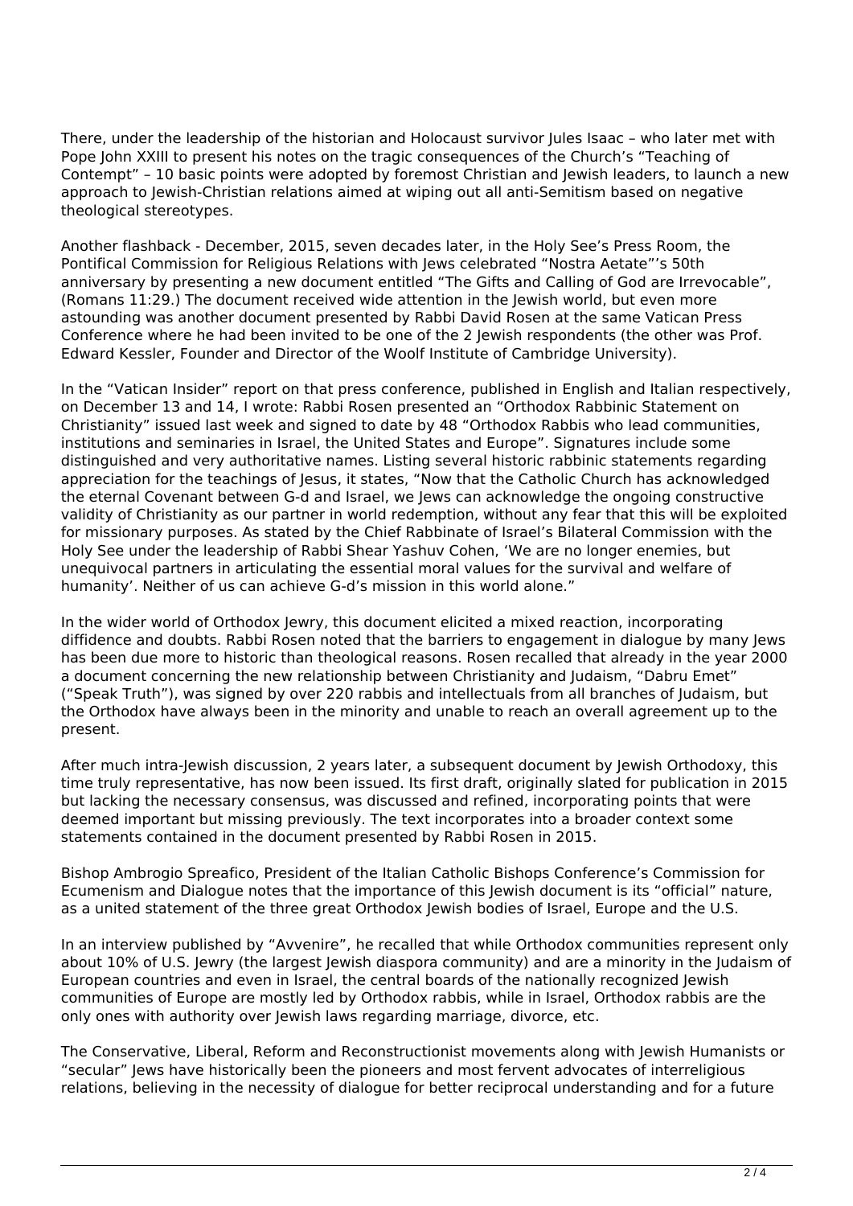There, under the leadership of the historian and Holocaust survivor Jules Isaac – who later met with Pope John XXIII to present his notes on the tragic consequences of the Church's "Teaching of Contempt" – 10 basic points were adopted by foremost Christian and Jewish leaders, to launch a new approach to Jewish-Christian relations aimed at wiping out all anti-Semitism based on negative theological stereotypes.

Another flashback - December, 2015, seven decades later, in the Holy See's Press Room, the Pontifical Commission for Religious Relations with Jews celebrated "Nostra Aetate"'s 50th anniversary by presenting a new document entitled "The Gifts and Calling of God are Irrevocable", (Romans 11:29.) The document received wide attention in the Jewish world, but even more astounding was another document presented by Rabbi David Rosen at the same Vatican Press Conference where he had been invited to be one of the 2 Jewish respondents (the other was Prof. Edward Kessler, Founder and Director of the Woolf Institute of Cambridge University).

In the "Vatican Insider" report on that press conference, published in English and Italian respectively, on December 13 and 14, I wrote: Rabbi Rosen presented an "Orthodox Rabbinic Statement on Christianity" issued last week and signed to date by 48 "Orthodox Rabbis who lead communities, institutions and seminaries in Israel, the United States and Europe". Signatures include some distinguished and very authoritative names. Listing several historic rabbinic statements regarding appreciation for the teachings of Jesus, it states, "Now that the Catholic Church has acknowledged the eternal Covenant between G-d and Israel, we Jews can acknowledge the ongoing constructive validity of Christianity as our partner in world redemption, without any fear that this will be exploited for missionary purposes. As stated by the Chief Rabbinate of Israel's Bilateral Commission with the Holy See under the leadership of Rabbi Shear Yashuv Cohen, 'We are no longer enemies, but unequivocal partners in articulating the essential moral values for the survival and welfare of humanity'. Neither of us can achieve G-d's mission in this world alone."

In the wider world of Orthodox Jewry, this document elicited a mixed reaction, incorporating diffidence and doubts. Rabbi Rosen noted that the barriers to engagement in dialogue by many Jews has been due more to historic than theological reasons. Rosen recalled that already in the year 2000 a document concerning the new relationship between Christianity and Judaism, "Dabru Emet" ("Speak Truth"), was signed by over 220 rabbis and intellectuals from all branches of Judaism, but the Orthodox have always been in the minority and unable to reach an overall agreement up to the present.

After much intra-Jewish discussion, 2 years later, a subsequent document by Jewish Orthodoxy, this time truly representative, has now been issued. Its first draft, originally slated for publication in 2015 but lacking the necessary consensus, was discussed and refined, incorporating points that were deemed important but missing previously. The text incorporates into a broader context some statements contained in the document presented by Rabbi Rosen in 2015.

Bishop Ambrogio Spreafico, President of the Italian Catholic Bishops Conference's Commission for Ecumenism and Dialogue notes that the importance of this Jewish document is its "official" nature, as a united statement of the three great Orthodox Jewish bodies of Israel, Europe and the U.S.

In an interview published by "Avvenire", he recalled that while Orthodox communities represent only about 10% of U.S. Jewry (the largest Jewish diaspora community) and are a minority in the Judaism of European countries and even in Israel, the central boards of the nationally recognized Jewish communities of Europe are mostly led by Orthodox rabbis, while in Israel, Orthodox rabbis are the only ones with authority over Jewish laws regarding marriage, divorce, etc.

The Conservative, Liberal, Reform and Reconstructionist movements along with Jewish Humanists or "secular" Jews have historically been the pioneers and most fervent advocates of interreligious relations, believing in the necessity of dialogue for better reciprocal understanding and for a future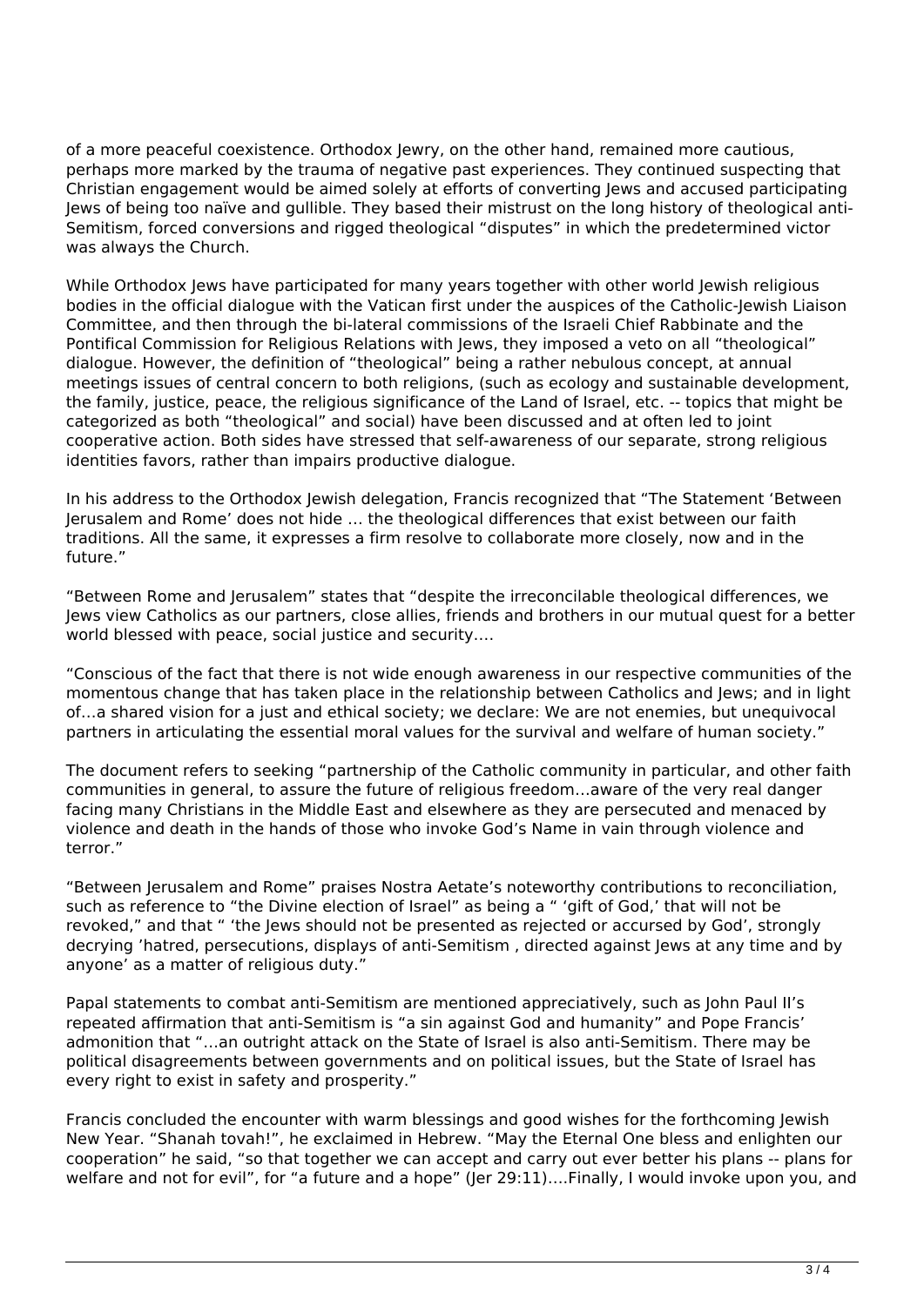of a more peaceful coexistence. Orthodox Jewry, on the other hand, remained more cautious, perhaps more marked by the trauma of negative past experiences. They continued suspecting that Christian engagement would be aimed solely at efforts of converting Jews and accused participating Jews of being too naïve and gullible. They based their mistrust on the long history of theological anti-Semitism, forced conversions and rigged theological "disputes" in which the predetermined victor was always the Church.

While Orthodox Jews have participated for many years together with other world Jewish religious bodies in the official dialogue with the Vatican first under the auspices of the Catholic-Jewish Liaison Committee, and then through the bi-lateral commissions of the Israeli Chief Rabbinate and the Pontifical Commission for Religious Relations with Jews, they imposed a veto on all "theological" dialogue. However, the definition of "theological" being a rather nebulous concept, at annual meetings issues of central concern to both religions, (such as ecology and sustainable development, the family, justice, peace, the religious significance of the Land of Israel, etc. -- topics that might be categorized as both "theological" and social) have been discussed and at often led to joint cooperative action. Both sides have stressed that self-awareness of our separate, strong religious identities favors, rather than impairs productive dialogue.

In his address to the Orthodox Jewish delegation, Francis recognized that "The Statement 'Between Jerusalem and Rome' does not hide … the theological differences that exist between our faith traditions. All the same, it expresses a firm resolve to collaborate more closely, now and in the future."

"Between Rome and Jerusalem" states that "despite the irreconcilable theological differences, we Jews view Catholics as our partners, close allies, friends and brothers in our mutual quest for a better world blessed with peace, social justice and security….

"Conscious of the fact that there is not wide enough awareness in our respective communities of the momentous change that has taken place in the relationship between Catholics and Jews; and in light of…a shared vision for a just and ethical society; we declare: We are not enemies, but unequivocal partners in articulating the essential moral values for the survival and welfare of human society."

The document refers to seeking "partnership of the Catholic community in particular, and other faith communities in general, to assure the future of religious freedom…aware of the very real danger facing many Christians in the Middle East and elsewhere as they are persecuted and menaced by violence and death in the hands of those who invoke God's Name in vain through violence and terror."

"Between Jerusalem and Rome" praises Nostra Aetate's noteworthy contributions to reconciliation, such as reference to "the Divine election of Israel" as being a " 'gift of God,' that will not be revoked," and that " 'the Jews should not be presented as rejected or accursed by God', strongly decrying 'hatred, persecutions, displays of anti-Semitism , directed against Jews at any time and by anyone' as a matter of religious duty."

Papal statements to combat anti-Semitism are mentioned appreciatively, such as John Paul II's repeated affirmation that anti-Semitism is "a sin against God and humanity" and Pope Francis' admonition that "…an outright attack on the State of Israel is also anti-Semitism. There may be political disagreements between governments and on political issues, but the State of Israel has every right to exist in safety and prosperity."

Francis concluded the encounter with warm blessings and good wishes for the forthcoming Jewish New Year. "Shanah tovah!", he exclaimed in Hebrew. "May the Eternal One bless and enlighten our cooperation" he said, "so that together we can accept and carry out ever better his plans -- plans for welfare and not for evil", for "a future and a hope" (Jer 29:11)….Finally, I would invoke upon you, and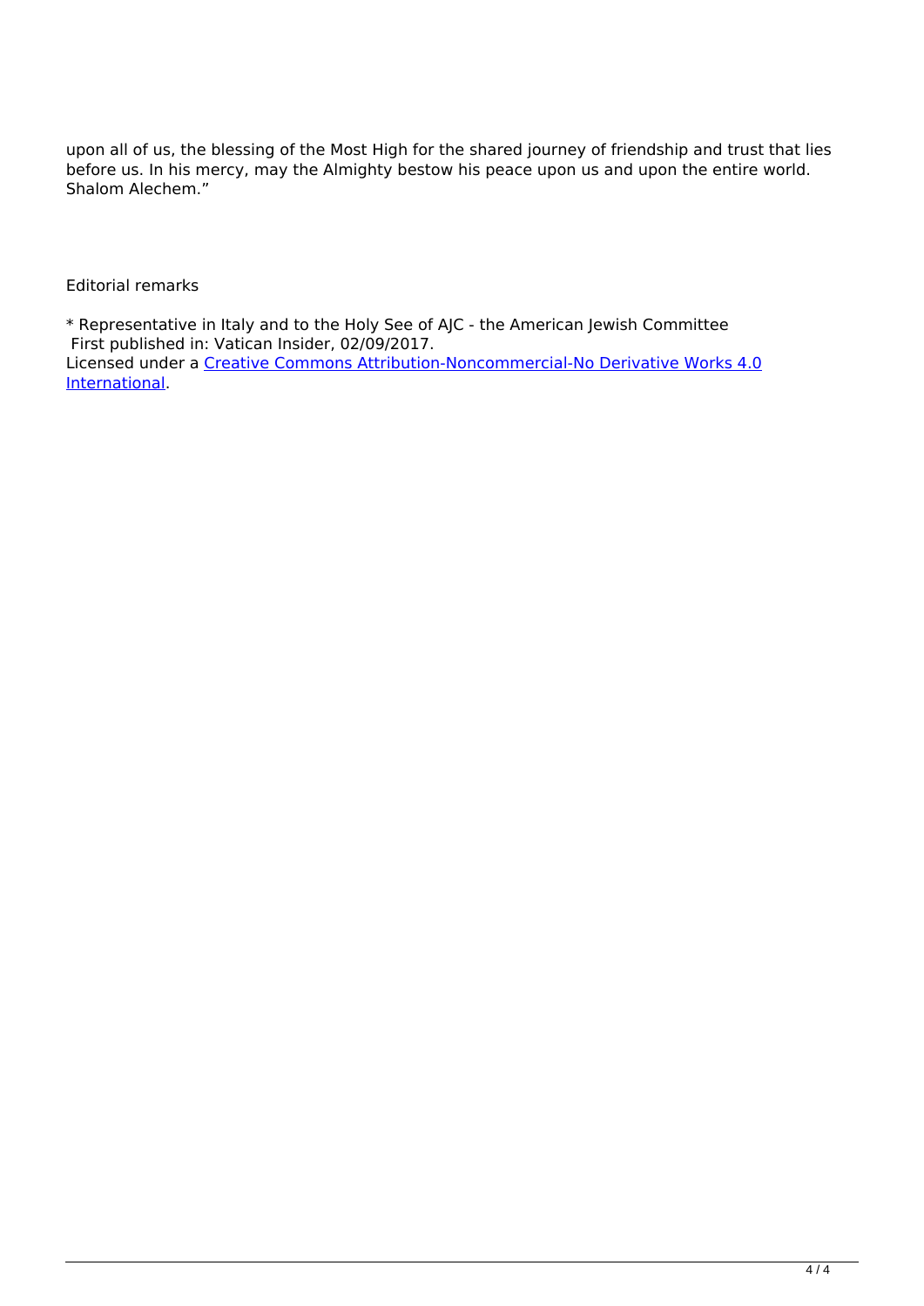upon all of us, the blessing of the Most High for the shared journey of friendship and trust that lies before us. In his mercy, may the Almighty bestow his peace upon us and upon the entire world. Shalom Alechem."

Editorial remarks

* Representative in Italy and to the Holy See of AJC - the American Jewish Committee
First published in: Vatican Insider, 02/09/2017.
Licensed under a Creative Commons Attribution-Noncommercial-No Derivative Works 4.0 International.